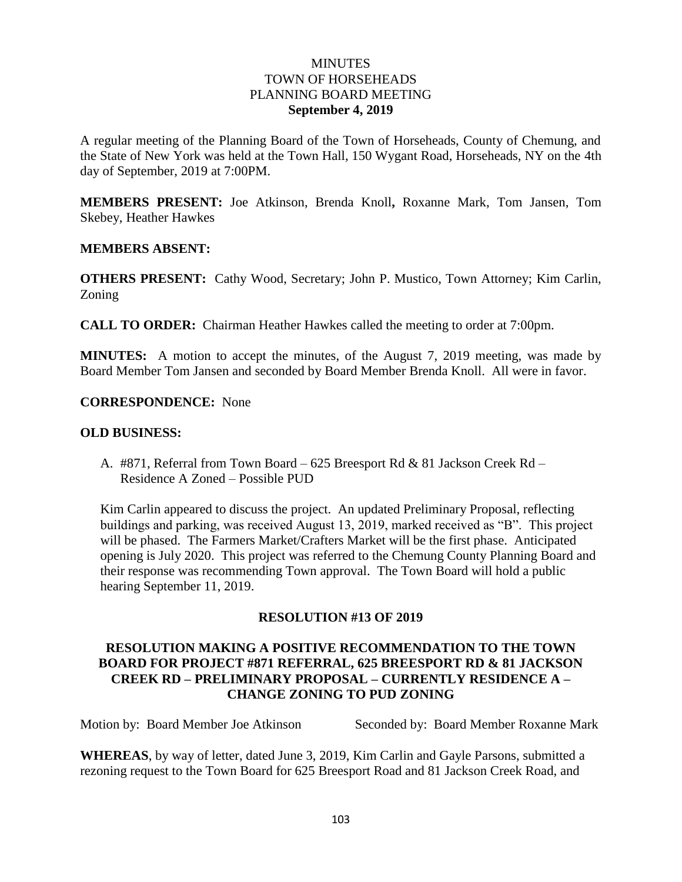# MINUTES
# TOWN OF HORSEHEADS
# PLANNING BOARD MEETING
## September 4, 2019

A regular meeting of the Planning Board of the Town of Horseheads, County of Chemung, and the State of New York was held at the Town Hall, 150 Wygant Road, Horseheads, NY on the 4th day of September, 2019 at 7:00PM.

**MEMBERS PRESENT:** Joe Atkinson, Brenda Knoll**,** Roxanne Mark, Tom Jansen, Tom Skebey, Heather Hawkes

**MEMBERS ABSENT:**

**OTHERS PRESENT:** Cathy Wood, Secretary; John P. Mustico, Town Attorney; Kim Carlin, Zoning

**CALL TO ORDER:** Chairman Heather Hawkes called the meeting to order at 7:00pm.

**MINUTES:** A motion to accept the minutes, of the August 7, 2019 meeting, was made by Board Member Tom Jansen and seconded by Board Member Brenda Knoll. All were in favor.

**CORRESPONDENCE:** None

**OLD BUSINESS:**

A. #871, Referral from Town Board – 625 Breesport Rd & 81 Jackson Creek Rd – Residence A Zoned – Possible PUD

Kim Carlin appeared to discuss the project. An updated Preliminary Proposal, reflecting buildings and parking, was received August 13, 2019, marked received as "B". This project will be phased. The Farmers Market/Crafters Market will be the first phase. Anticipated opening is July 2020. This project was referred to the Chemung County Planning Board and their response was recommending Town approval. The Town Board will hold a public hearing September 11, 2019.

**RESOLUTION #13 OF 2019**

**RESOLUTION MAKING A POSITIVE RECOMMENDATION TO THE TOWN BOARD FOR PROJECT #871 REFERRAL, 625 BREESPORT RD & 81 JACKSON CREEK RD – PRELIMINARY PROPOSAL – CURRENTLY RESIDENCE A – CHANGE ZONING TO PUD ZONING**

Motion by: Board Member Joe Atkinson Seconded by: Board Member Roxanne Mark

**WHEREAS**, by way of letter, dated June 3, 2019, Kim Carlin and Gayle Parsons, submitted a rezoning request to the Town Board for 625 Breesport Road and 81 Jackson Creek Road, and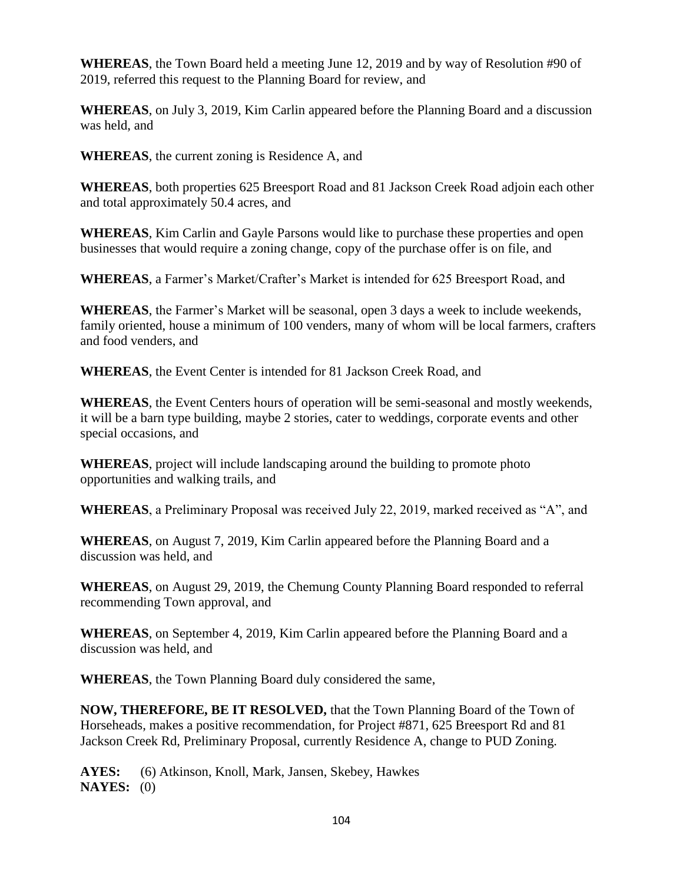**WHEREAS**, the Town Board held a meeting June 12, 2019 and by way of Resolution #90 of 2019, referred this request to the Planning Board for review, and

**WHEREAS**, on July 3, 2019, Kim Carlin appeared before the Planning Board and a discussion was held, and

**WHEREAS**, the current zoning is Residence A, and

**WHEREAS**, both properties 625 Breesport Road and 81 Jackson Creek Road adjoin each other and total approximately 50.4 acres, and

**WHEREAS**, Kim Carlin and Gayle Parsons would like to purchase these properties and open businesses that would require a zoning change, copy of the purchase offer is on file, and

**WHEREAS**, a Farmer's Market/Crafter's Market is intended for 625 Breesport Road, and

**WHEREAS**, the Farmer's Market will be seasonal, open 3 days a week to include weekends, family oriented, house a minimum of 100 venders, many of whom will be local farmers, crafters and food venders, and

**WHEREAS**, the Event Center is intended for 81 Jackson Creek Road, and

**WHEREAS**, the Event Centers hours of operation will be semi-seasonal and mostly weekends, it will be a barn type building, maybe 2 stories, cater to weddings, corporate events and other special occasions, and

**WHEREAS**, project will include landscaping around the building to promote photo opportunities and walking trails, and

**WHEREAS**, a Preliminary Proposal was received July 22, 2019, marked received as "A", and

**WHEREAS**, on August 7, 2019, Kim Carlin appeared before the Planning Board and a discussion was held, and

**WHEREAS**, on August 29, 2019, the Chemung County Planning Board responded to referral recommending Town approval, and

**WHEREAS**, on September 4, 2019, Kim Carlin appeared before the Planning Board and a discussion was held, and

**WHEREAS**, the Town Planning Board duly considered the same,

**NOW, THEREFORE, BE IT RESOLVED,** that the Town Planning Board of the Town of Horseheads, makes a positive recommendation, for Project #871, 625 Breesport Rd and 81 Jackson Creek Rd, Preliminary Proposal, currently Residence A, change to PUD Zoning.

**AYES:** (6) Atkinson, Knoll, Mark, Jansen, Skebey, Hawkes
**NAYES:** (0)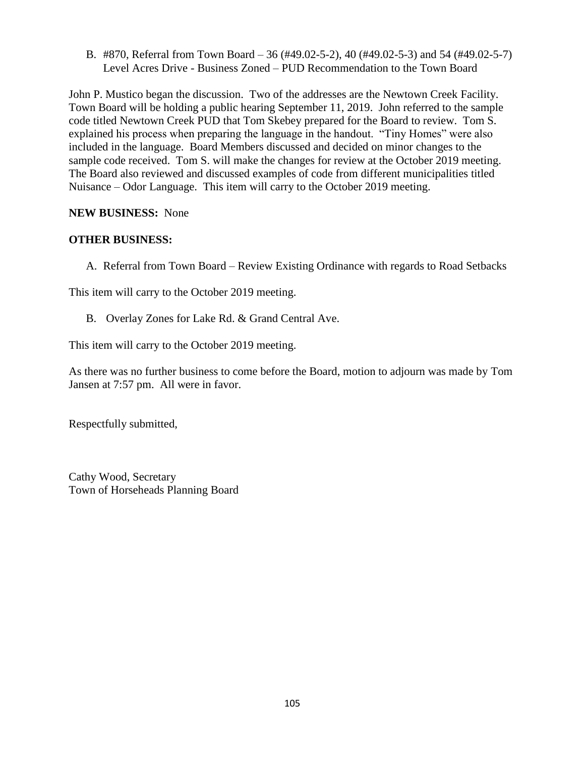B. #870, Referral from Town Board – 36 (#49.02-5-2), 40 (#49.02-5-3) and 54 (#49.02-5-7) Level Acres Drive - Business Zoned – PUD Recommendation to the Town Board

John P. Mustico began the discussion. Two of the addresses are the Newtown Creek Facility. Town Board will be holding a public hearing September 11, 2019. John referred to the sample code titled Newtown Creek PUD that Tom Skebey prepared for the Board to review. Tom S. explained his process when preparing the language in the handout. "Tiny Homes" were also included in the language. Board Members discussed and decided on minor changes to the sample code received. Tom S. will make the changes for review at the October 2019 meeting. The Board also reviewed and discussed examples of code from different municipalities titled Nuisance – Odor Language. This item will carry to the October 2019 meeting.

**NEW BUSINESS:** None

**OTHER BUSINESS:**

A. Referral from Town Board – Review Existing Ordinance with regards to Road Setbacks

This item will carry to the October 2019 meeting.

B. Overlay Zones for Lake Rd. & Grand Central Ave.

This item will carry to the October 2019 meeting.

As there was no further business to come before the Board, motion to adjourn was made by Tom Jansen at 7:57 pm. All were in favor.

Respectfully submitted,

Cathy Wood, Secretary
Town of Horseheads Planning Board